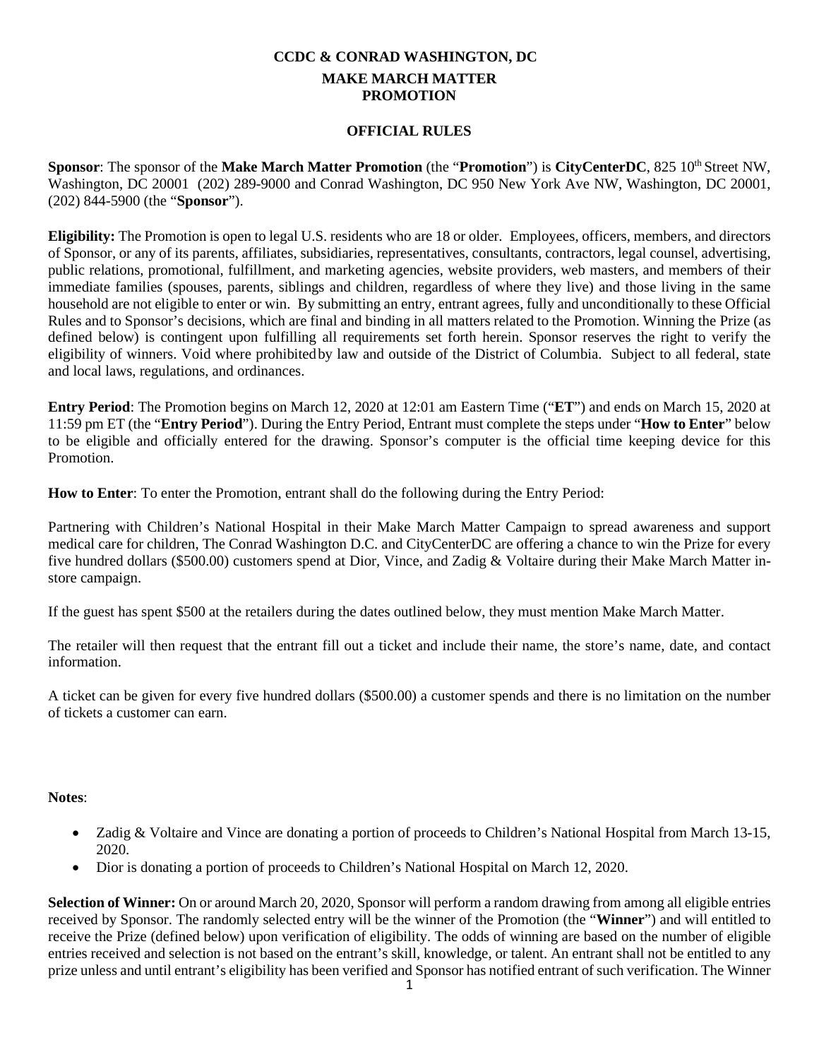**CCDC & CONRAD WASHINGTON, DC**

**MAKE MARCH MATTER PROMOTION**

**OFFICIAL RULES**

**Sponsor**: The sponsor of the **Make March Matter Promotion** (the "**Promotion**") is **CityCenterDC**, 825 10th Street NW, Washington, DC 20001 (202) 289-9000 and Conrad Washington, DC 950 New York Ave NW, Washington, DC 20001, (202) 844-5900 (the "**Sponsor**").

**Eligibility:** The Promotion is open to legal U.S. residents who are 18 or older. Employees, officers, members, and directors of Sponsor, or any of its parents, affiliates, subsidiaries, representatives, consultants, contractors, legal counsel, advertising, public relations, promotional, fulfillment, and marketing agencies, website providers, web masters, and members of their immediate families (spouses, parents, siblings and children, regardless of where they live) and those living in the same household are not eligible to enter or win. By submitting an entry, entrant agrees, fully and unconditionally to these Official Rules and to Sponsor's decisions, which are final and binding in all matters related to the Promotion. Winning the Prize (as defined below) is contingent upon fulfilling all requirements set forth herein. Sponsor reserves the right to verify the eligibility of winners. Void where prohibited by law and outside of the District of Columbia. Subject to all federal, state and local laws, regulations, and ordinances.

**Entry Period**: The Promotion begins on March 12, 2020 at 12:01 am Eastern Time ("**ET**") and ends on March 15, 2020 at 11:59 pm ET (the "**Entry Period**"). During the Entry Period, Entrant must complete the steps under "**How to Enter**" below to be eligible and officially entered for the drawing. Sponsor's computer is the official time keeping device for this Promotion.

**How to Enter**: To enter the Promotion, entrant shall do the following during the Entry Period:

Partnering with Children's National Hospital in their Make March Matter Campaign to spread awareness and support medical care for children, The Conrad Washington D.C. and CityCenterDC are offering a chance to win the Prize for every five hundred dollars ($500.00) customers spend at Dior, Vince, and Zadig & Voltaire during their Make March Matter in-store campaign.

If the guest has spent $500 at the retailers during the dates outlined below, they must mention Make March Matter.

The retailer will then request that the entrant fill out a ticket and include their name, the store's name, date, and contact information.

A ticket can be given for every five hundred dollars ($500.00) a customer spends and there is no limitation on the number of tickets a customer can earn.

**Notes**:

- Zadig & Voltaire and Vince are donating a portion of proceeds to Children's National Hospital from March 13-15, 2020.
- Dior is donating a portion of proceeds to Children's National Hospital on March 12, 2020.

**Selection of Winner:** On or around March 20, 2020, Sponsor will perform a random drawing from among all eligible entries received by Sponsor. The randomly selected entry will be the winner of the Promotion (the "**Winner**") and will entitled to receive the Prize (defined below) upon verification of eligibility. The odds of winning are based on the number of eligible entries received and selection is not based on the entrant's skill, knowledge, or talent. An entrant shall not be entitled to any prize unless and until entrant's eligibility has been verified and Sponsor has notified entrant of such verification. The Winner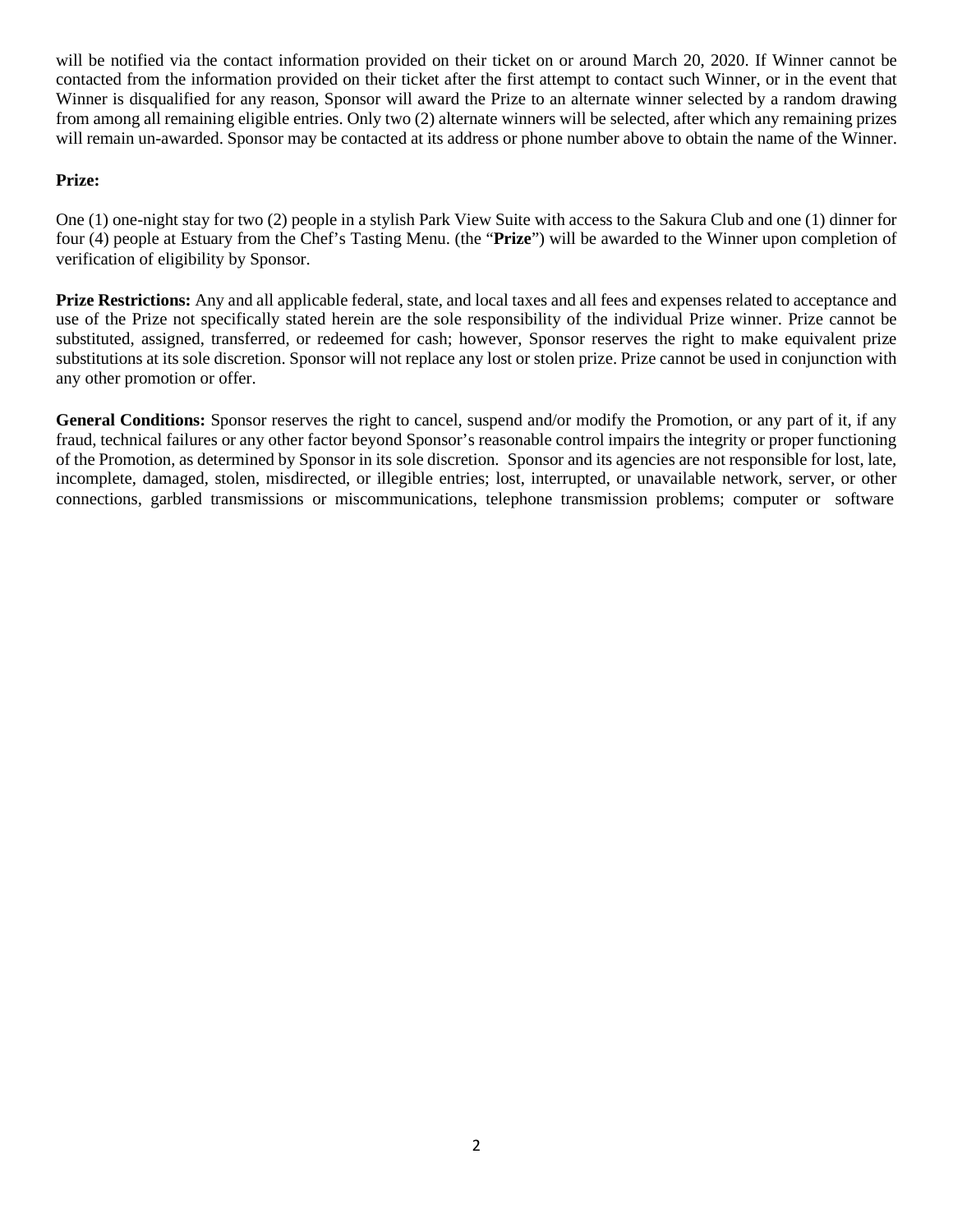will be notified via the contact information provided on their ticket on or around March 20, 2020. If Winner cannot be contacted from the information provided on their ticket after the first attempt to contact such Winner, or in the event that Winner is disqualified for any reason, Sponsor will award the Prize to an alternate winner selected by a random drawing from among all remaining eligible entries. Only two (2) alternate winners will be selected, after which any remaining prizes will remain un-awarded. Sponsor may be contacted at its address or phone number above to obtain the name of the Winner.

**Prize:**

One (1) one-night stay for two (2) people in a stylish Park View Suite with access to the Sakura Club and one (1) dinner for four (4) people at Estuary from the Chef's Tasting Menu. (the "**Prize**") will be awarded to the Winner upon completion of verification of eligibility by Sponsor.

**Prize Restrictions:** Any and all applicable federal, state, and local taxes and all fees and expenses related to acceptance and use of the Prize not specifically stated herein are the sole responsibility of the individual Prize winner. Prize cannot be substituted, assigned, transferred, or redeemed for cash; however, Sponsor reserves the right to make equivalent prize substitutions at its sole discretion. Sponsor will not replace any lost or stolen prize. Prize cannot be used in conjunction with any other promotion or offer.

**General Conditions:** Sponsor reserves the right to cancel, suspend and/or modify the Promotion, or any part of it, if any fraud, technical failures or any other factor beyond Sponsor's reasonable control impairs the integrity or proper functioning of the Promotion, as determined by Sponsor in its sole discretion. Sponsor and its agencies are not responsible for lost, late, incomplete, damaged, stolen, misdirected, or illegible entries; lost, interrupted, or unavailable network, server, or other connections, garbled transmissions or miscommunications, telephone transmission problems; computer or software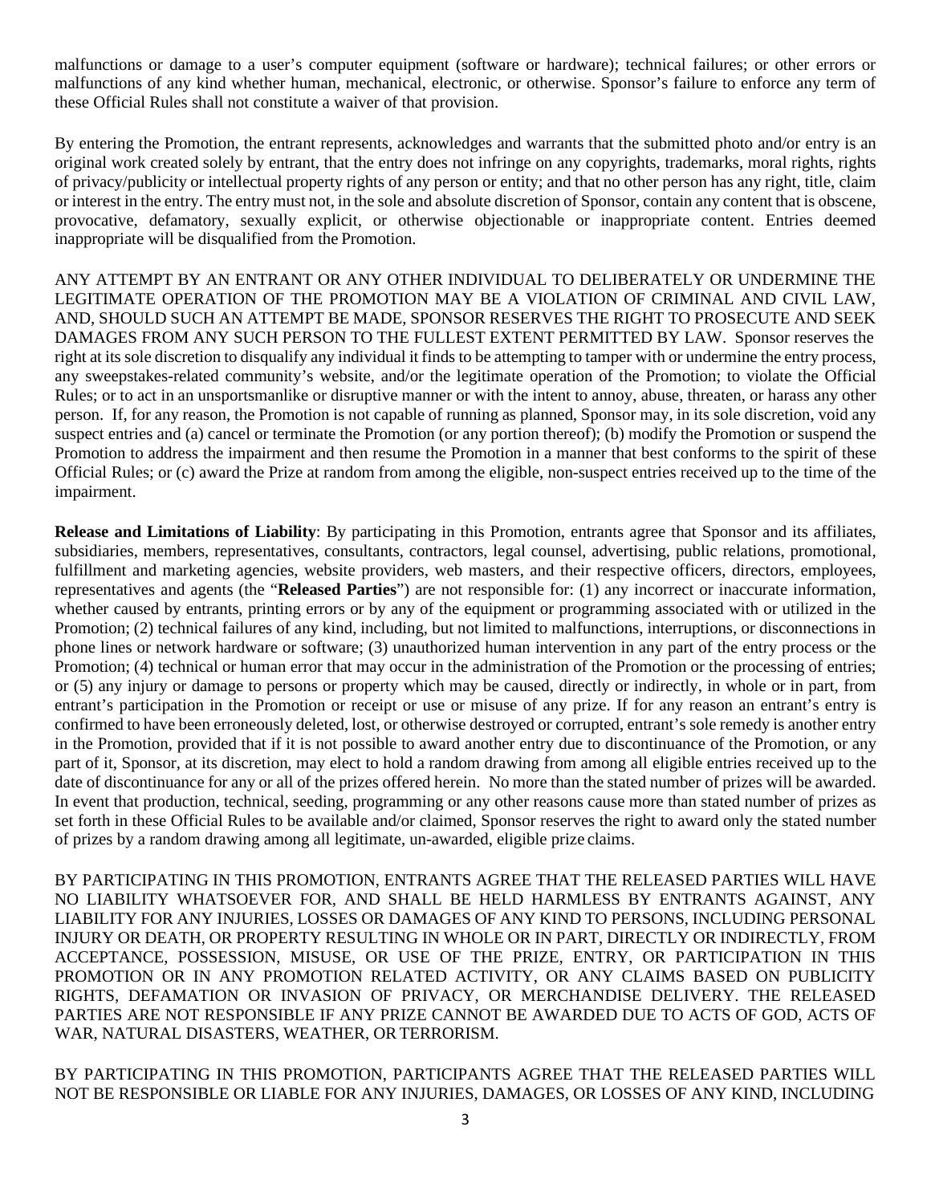malfunctions or damage to a user's computer equipment (software or hardware); technical failures; or other errors or malfunctions of any kind whether human, mechanical, electronic, or otherwise. Sponsor's failure to enforce any term of these Official Rules shall not constitute a waiver of that provision.

By entering the Promotion, the entrant represents, acknowledges and warrants that the submitted photo and/or entry is an original work created solely by entrant, that the entry does not infringe on any copyrights, trademarks, moral rights, rights of privacy/publicity or intellectual property rights of any person or entity; and that no other person has any right, title, claim or interest in the entry. The entry must not, in the sole and absolute discretion of Sponsor, contain any content that is obscene, provocative, defamatory, sexually explicit, or otherwise objectionable or inappropriate content. Entries deemed inappropriate will be disqualified from the Promotion.

ANY ATTEMPT BY AN ENTRANT OR ANY OTHER INDIVIDUAL TO DELIBERATELY OR UNDERMINE THE LEGITIMATE OPERATION OF THE PROMOTION MAY BE A VIOLATION OF CRIMINAL AND CIVIL LAW, AND, SHOULD SUCH AN ATTEMPT BE MADE, SPONSOR RESERVES THE RIGHT TO PROSECUTE AND SEEK DAMAGES FROM ANY SUCH PERSON TO THE FULLEST EXTENT PERMITTED BY LAW. Sponsor reserves the right at its sole discretion to disqualify any individual it finds to be attempting to tamper with or undermine the entry process, any sweepstakes-related community's website, and/or the legitimate operation of the Promotion; to violate the Official Rules; or to act in an unsportsmanlike or disruptive manner or with the intent to annoy, abuse, threaten, or harass any other person. If, for any reason, the Promotion is not capable of running as planned, Sponsor may, in its sole discretion, void any suspect entries and (a) cancel or terminate the Promotion (or any portion thereof); (b) modify the Promotion or suspend the Promotion to address the impairment and then resume the Promotion in a manner that best conforms to the spirit of these Official Rules; or (c) award the Prize at random from among the eligible, non-suspect entries received up to the time of the impairment.

**Release and Limitations of Liability**: By participating in this Promotion, entrants agree that Sponsor and its affiliates, subsidiaries, members, representatives, consultants, contractors, legal counsel, advertising, public relations, promotional, fulfillment and marketing agencies, website providers, web masters, and their respective officers, directors, employees, representatives and agents (the "**Released Parties**") are not responsible for: (1) any incorrect or inaccurate information, whether caused by entrants, printing errors or by any of the equipment or programming associated with or utilized in the Promotion; (2) technical failures of any kind, including, but not limited to malfunctions, interruptions, or disconnections in phone lines or network hardware or software; (3) unauthorized human intervention in any part of the entry process or the Promotion; (4) technical or human error that may occur in the administration of the Promotion or the processing of entries; or (5) any injury or damage to persons or property which may be caused, directly or indirectly, in whole or in part, from entrant's participation in the Promotion or receipt or use or misuse of any prize. If for any reason an entrant's entry is confirmed to have been erroneously deleted, lost, or otherwise destroyed or corrupted, entrant's sole remedy is another entry in the Promotion, provided that if it is not possible to award another entry due to discontinuance of the Promotion, or any part of it, Sponsor, at its discretion, may elect to hold a random drawing from among all eligible entries received up to the date of discontinuance for any or all of the prizes offered herein. No more than the stated number of prizes will be awarded. In event that production, technical, seeding, programming or any other reasons cause more than stated number of prizes as set forth in these Official Rules to be available and/or claimed, Sponsor reserves the right to award only the stated number of prizes by a random drawing among all legitimate, un-awarded, eligible prize claims.

BY PARTICIPATING IN THIS PROMOTION, ENTRANTS AGREE THAT THE RELEASED PARTIES WILL HAVE NO LIABILITY WHATSOEVER FOR, AND SHALL BE HELD HARMLESS BY ENTRANTS AGAINST, ANY LIABILITY FOR ANY INJURIES, LOSSES OR DAMAGES OF ANY KIND TO PERSONS, INCLUDING PERSONAL INJURY OR DEATH, OR PROPERTY RESULTING IN WHOLE OR IN PART, DIRECTLY OR INDIRECTLY, FROM ACCEPTANCE, POSSESSION, MISUSE, OR USE OF THE PRIZE, ENTRY, OR PARTICIPATION IN THIS PROMOTION OR IN ANY PROMOTION RELATED ACTIVITY, OR ANY CLAIMS BASED ON PUBLICITY RIGHTS, DEFAMATION OR INVASION OF PRIVACY, OR MERCHANDISE DELIVERY. THE RELEASED PARTIES ARE NOT RESPONSIBLE IF ANY PRIZE CANNOT BE AWARDED DUE TO ACTS OF GOD, ACTS OF WAR, NATURAL DISASTERS, WEATHER, OR TERRORISM.

BY PARTICIPATING IN THIS PROMOTION, PARTICIPANTS AGREE THAT THE RELEASED PARTIES WILL NOT BE RESPONSIBLE OR LIABLE FOR ANY INJURIES, DAMAGES, OR LOSSES OF ANY KIND, INCLUDING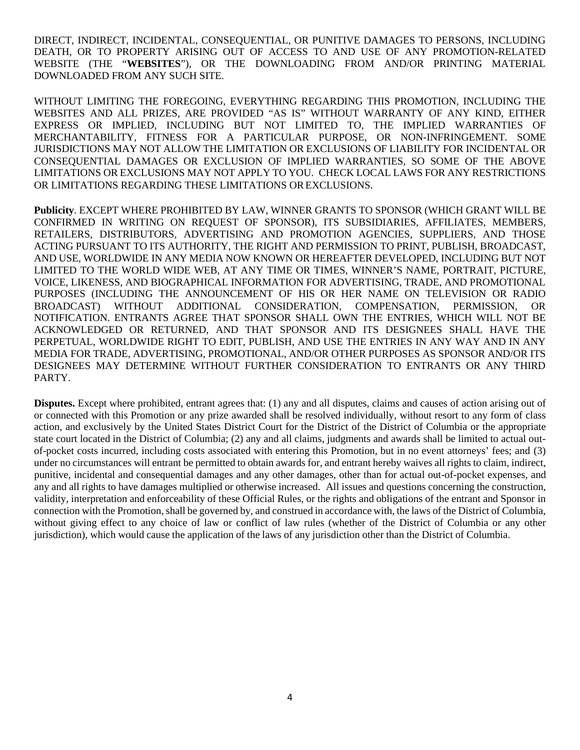DIRECT, INDIRECT, INCIDENTAL, CONSEQUENTIAL, OR PUNITIVE DAMAGES TO PERSONS, INCLUDING DEATH, OR TO PROPERTY ARISING OUT OF ACCESS TO AND USE OF ANY PROMOTION-RELATED WEBSITE (THE "**WEBSITES**"), OR THE DOWNLOADING FROM AND/OR PRINTING MATERIAL DOWNLOADED FROM ANY SUCH SITE.

WITHOUT LIMITING THE FOREGOING, EVERYTHING REGARDING THIS PROMOTION, INCLUDING THE WEBSITES AND ALL PRIZES, ARE PROVIDED "AS IS" WITHOUT WARRANTY OF ANY KIND, EITHER EXPRESS OR IMPLIED, INCLUDING BUT NOT LIMITED TO, THE IMPLIED WARRANTIES OF MERCHANTABILITY, FITNESS FOR A PARTICULAR PURPOSE, OR NON-INFRINGEMENT. SOME JURISDICTIONS MAY NOT ALLOW THE LIMITATION OR EXCLUSIONS OF LIABILITY FOR INCIDENTAL OR CONSEQUENTIAL DAMAGES OR EXCLUSION OF IMPLIED WARRANTIES, SO SOME OF THE ABOVE LIMITATIONS OR EXCLUSIONS MAY NOT APPLY TO YOU. CHECK LOCAL LAWS FOR ANY RESTRICTIONS OR LIMITATIONS REGARDING THESE LIMITATIONS OR EXCLUSIONS.

**Publicity**. EXCEPT WHERE PROHIBITED BY LAW, WINNER GRANTS TO SPONSOR (WHICH GRANT WILL BE CONFIRMED IN WRITING ON REQUEST OF SPONSOR), ITS SUBSIDIARIES, AFFILIATES, MEMBERS, RETAILERS, DISTRIBUTORS, ADVERTISING AND PROMOTION AGENCIES, SUPPLIERS, AND THOSE ACTING PURSUANT TO ITS AUTHORITY, THE RIGHT AND PERMISSION TO PRINT, PUBLISH, BROADCAST, AND USE, WORLDWIDE IN ANY MEDIA NOW KNOWN OR HEREAFTER DEVELOPED, INCLUDING BUT NOT LIMITED TO THE WORLD WIDE WEB, AT ANY TIME OR TIMES, WINNER'S NAME, PORTRAIT, PICTURE, VOICE, LIKENESS, AND BIOGRAPHICAL INFORMATION FOR ADVERTISING, TRADE, AND PROMOTIONAL PURPOSES (INCLUDING THE ANNOUNCEMENT OF HIS OR HER NAME ON TELEVISION OR RADIO BROADCAST) WITHOUT ADDITIONAL CONSIDERATION, COMPENSATION, PERMISSION, OR NOTIFICATION. ENTRANTS AGREE THAT SPONSOR SHALL OWN THE ENTRIES, WHICH WILL NOT BE ACKNOWLEDGED OR RETURNED, AND THAT SPONSOR AND ITS DESIGNEES SHALL HAVE THE PERPETUAL, WORLDWIDE RIGHT TO EDIT, PUBLISH, AND USE THE ENTRIES IN ANY WAY AND IN ANY MEDIA FOR TRADE, ADVERTISING, PROMOTIONAL, AND/OR OTHER PURPOSES AS SPONSOR AND/OR ITS DESIGNEES MAY DETERMINE WITHOUT FURTHER CONSIDERATION TO ENTRANTS OR ANY THIRD PARTY.

**Disputes.** Except where prohibited, entrant agrees that: (1) any and all disputes, claims and causes of action arising out of or connected with this Promotion or any prize awarded shall be resolved individually, without resort to any form of class action, and exclusively by the United States District Court for the District of the District of Columbia or the appropriate state court located in the District of Columbia; (2) any and all claims, judgments and awards shall be limited to actual out-of-pocket costs incurred, including costs associated with entering this Promotion, but in no event attorneys' fees; and (3) under no circumstances will entrant be permitted to obtain awards for, and entrant hereby waives all rights to claim, indirect, punitive, incidental and consequential damages and any other damages, other than for actual out-of-pocket expenses, and any and all rights to have damages multiplied or otherwise increased. All issues and questions concerning the construction, validity, interpretation and enforceability of these Official Rules, or the rights and obligations of the entrant and Sponsor in connection with the Promotion, shall be governed by, and construed in accordance with, the laws of the District of Columbia, without giving effect to any choice of law or conflict of law rules (whether of the District of Columbia or any other jurisdiction), which would cause the application of the laws of any jurisdiction other than the District of Columbia.